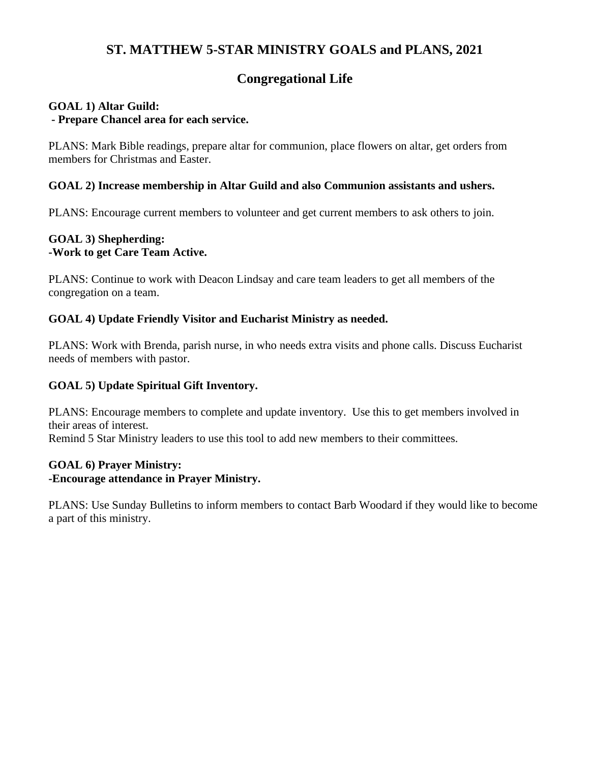# ST. MATTHEW 5-STAR MINISTRY GOALS and PLANS, 2021

## Congregational Life

**GOAL 1) Altar Guild:**
**- Prepare Chancel area for each service.**

PLANS: Mark Bible readings, prepare altar for communion, place flowers on altar, get orders from members for Christmas and Easter.

**GOAL 2) Increase membership in Altar Guild and also Communion assistants and ushers.**

PLANS: Encourage current members to volunteer and get current members to ask others to join.

**GOAL 3) Shepherding:**
**-Work to get Care Team Active.**

PLANS: Continue to work with Deacon Lindsay and care team leaders to get all members of the congregation on a team.

**GOAL 4) Update Friendly Visitor and Eucharist Ministry as needed.**

PLANS: Work with Brenda, parish nurse, in who needs extra visits and phone calls. Discuss Eucharist needs of members with pastor.

**GOAL 5) Update Spiritual Gift Inventory.**

PLANS: Encourage members to complete and update inventory. Use this to get members involved in their areas of interest.
Remind 5 Star Ministry leaders to use this tool to add new members to their committees.

**GOAL 6) Prayer Ministry:**
**-Encourage attendance in Prayer Ministry.**

PLANS: Use Sunday Bulletins to inform members to contact Barb Woodard if they would like to become a part of this ministry.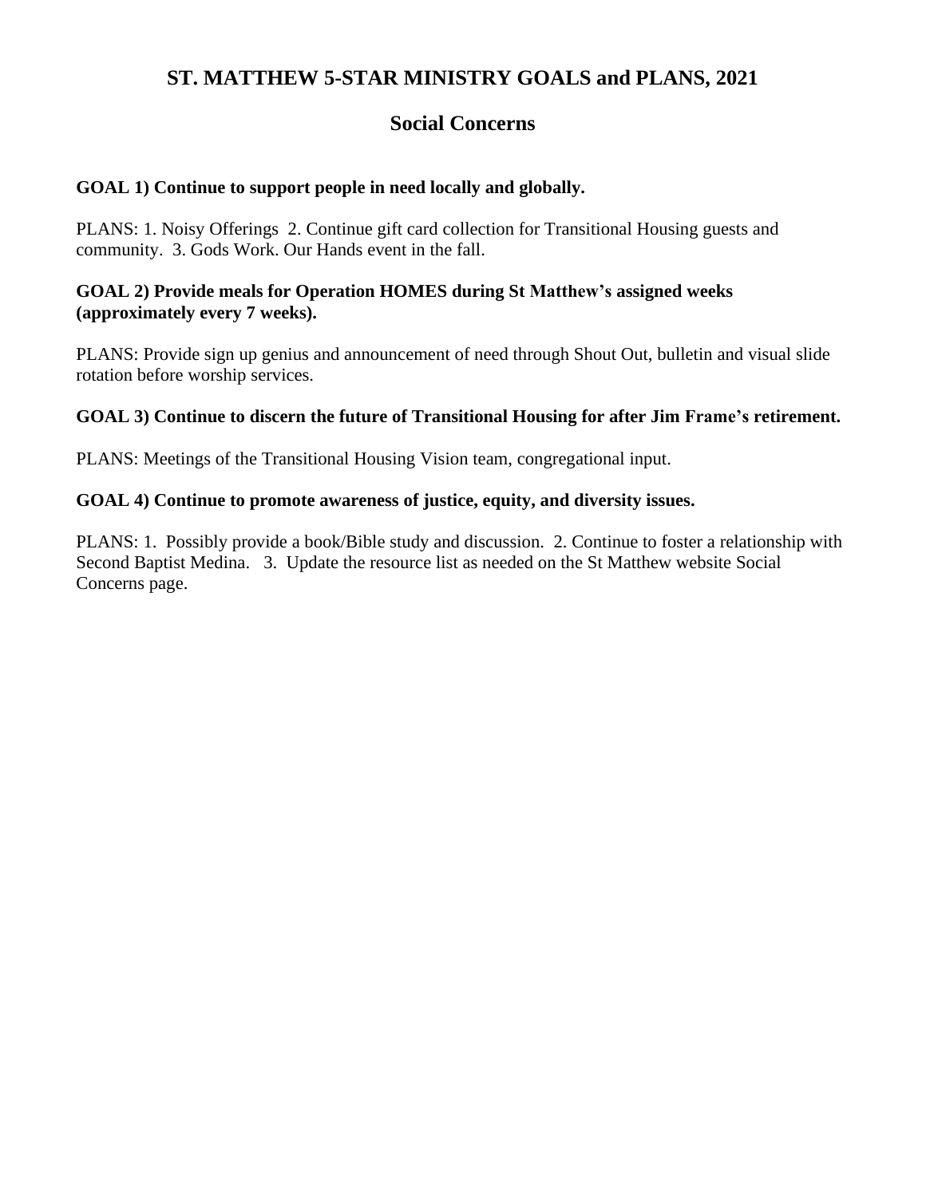# ST. MATTHEW 5-STAR MINISTRY GOALS and PLANS, 2021

## Social Concerns

**GOAL 1) Continue to support people in need locally and globally.**

PLANS: 1. Noisy Offerings 2. Continue gift card collection for Transitional Housing guests and community. 3. Gods Work. Our Hands event in the fall.

**GOAL 2) Provide meals for Operation HOMES during St Matthew's assigned weeks (approximately every 7 weeks).**

PLANS: Provide sign up genius and announcement of need through Shout Out, bulletin and visual slide rotation before worship services.

**GOAL 3) Continue to discern the future of Transitional Housing for after Jim Frame's retirement.**

PLANS: Meetings of the Transitional Housing Vision team, congregational input.

**GOAL 4) Continue to promote awareness of justice, equity, and diversity issues.**

PLANS: 1. Possibly provide a book/Bible study and discussion. 2. Continue to foster a relationship with Second Baptist Medina. 3. Update the resource list as needed on the St Matthew website Social Concerns page.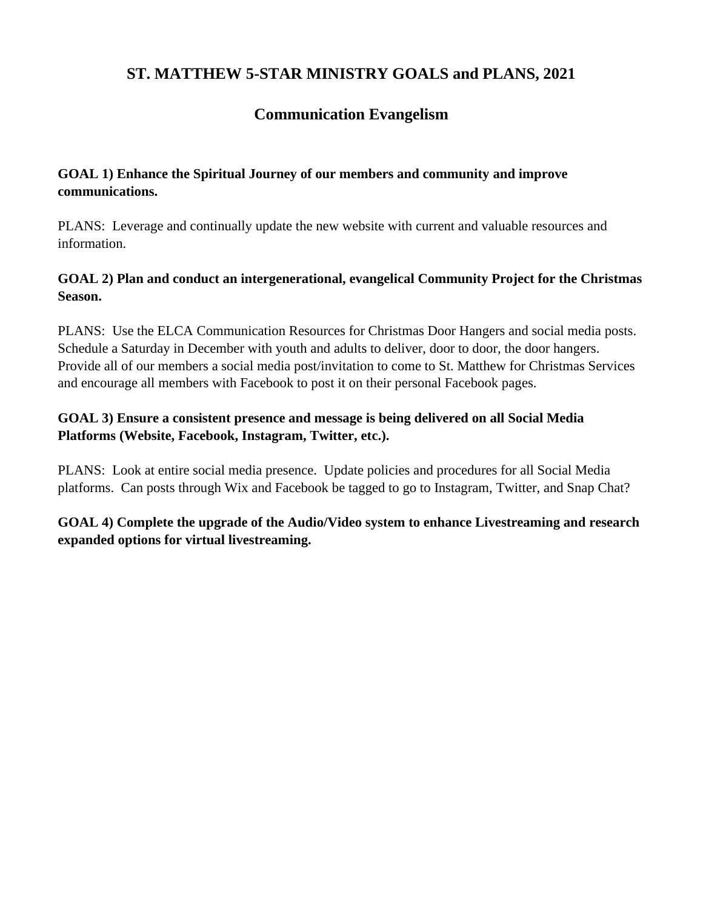# ST. MATTHEW 5-STAR MINISTRY GOALS and PLANS, 2021

## Communication Evangelism

**GOAL 1) Enhance the Spiritual Journey of our members and community and improve communications.**

PLANS: Leverage and continually update the new website with current and valuable resources and information.

**GOAL 2) Plan and conduct an intergenerational, evangelical Community Project for the Christmas Season.**

PLANS: Use the ELCA Communication Resources for Christmas Door Hangers and social media posts. Schedule a Saturday in December with youth and adults to deliver, door to door, the door hangers. Provide all of our members a social media post/invitation to come to St. Matthew for Christmas Services and encourage all members with Facebook to post it on their personal Facebook pages.

**GOAL 3) Ensure a consistent presence and message is being delivered on all Social Media Platforms (Website, Facebook, Instagram, Twitter, etc.).**

PLANS: Look at entire social media presence. Update policies and procedures for all Social Media platforms. Can posts through Wix and Facebook be tagged to go to Instagram, Twitter, and Snap Chat?

**GOAL 4) Complete the upgrade of the Audio/Video system to enhance Livestreaming and research expanded options for virtual livestreaming.**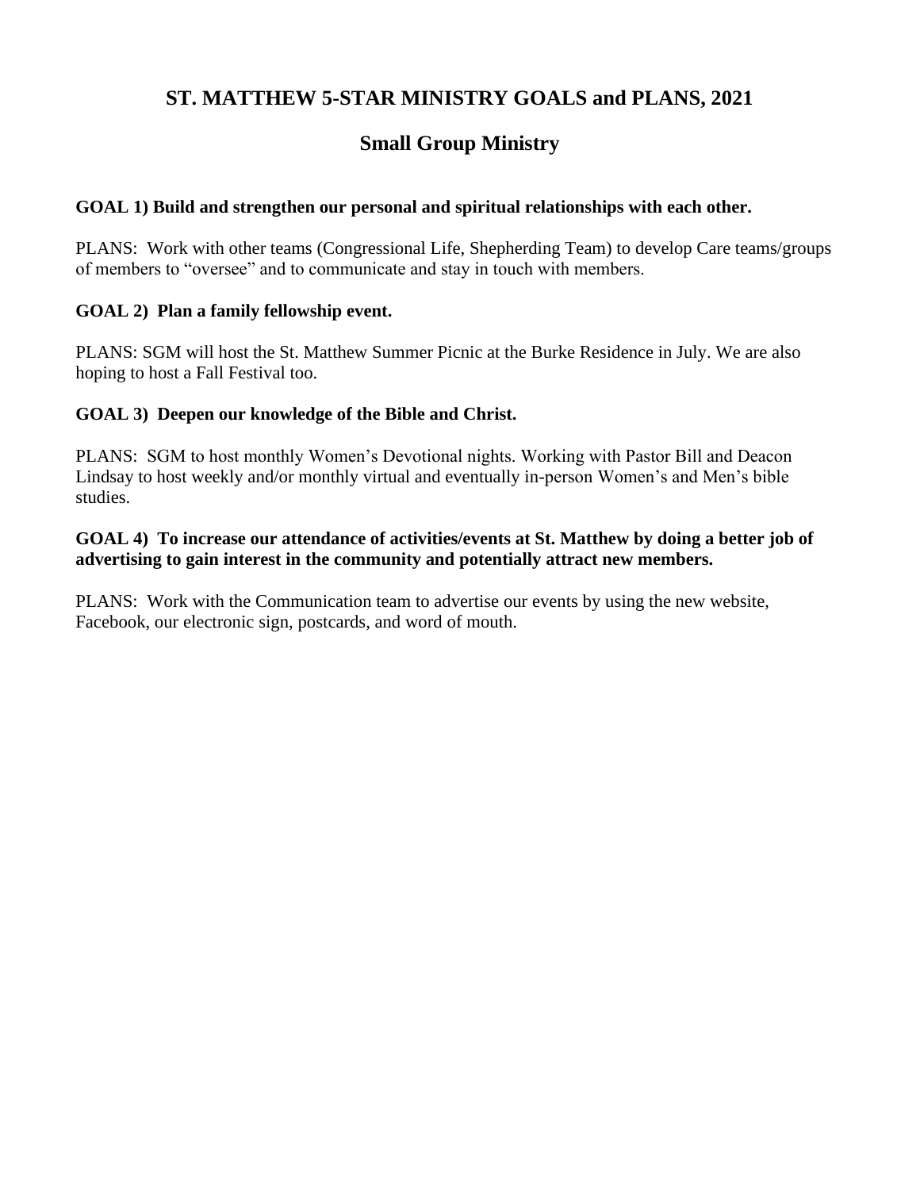# ST. MATTHEW 5-STAR MINISTRY GOALS and PLANS, 2021

## Small Group Ministry

**GOAL 1) Build and strengthen our personal and spiritual relationships with each other.**

PLANS: Work with other teams (Congressional Life, Shepherding Team) to develop Care teams/groups of members to "oversee" and to communicate and stay in touch with members.

**GOAL 2) Plan a family fellowship event.**

PLANS: SGM will host the St. Matthew Summer Picnic at the Burke Residence in July. We are also hoping to host a Fall Festival too.

**GOAL 3) Deepen our knowledge of the Bible and Christ.**

PLANS: SGM to host monthly Women's Devotional nights. Working with Pastor Bill and Deacon Lindsay to host weekly and/or monthly virtual and eventually in-person Women's and Men's bible studies.

**GOAL 4) To increase our attendance of activities/events at St. Matthew by doing a better job of advertising to gain interest in the community and potentially attract new members.**

PLANS: Work with the Communication team to advertise our events by using the new website, Facebook, our electronic sign, postcards, and word of mouth.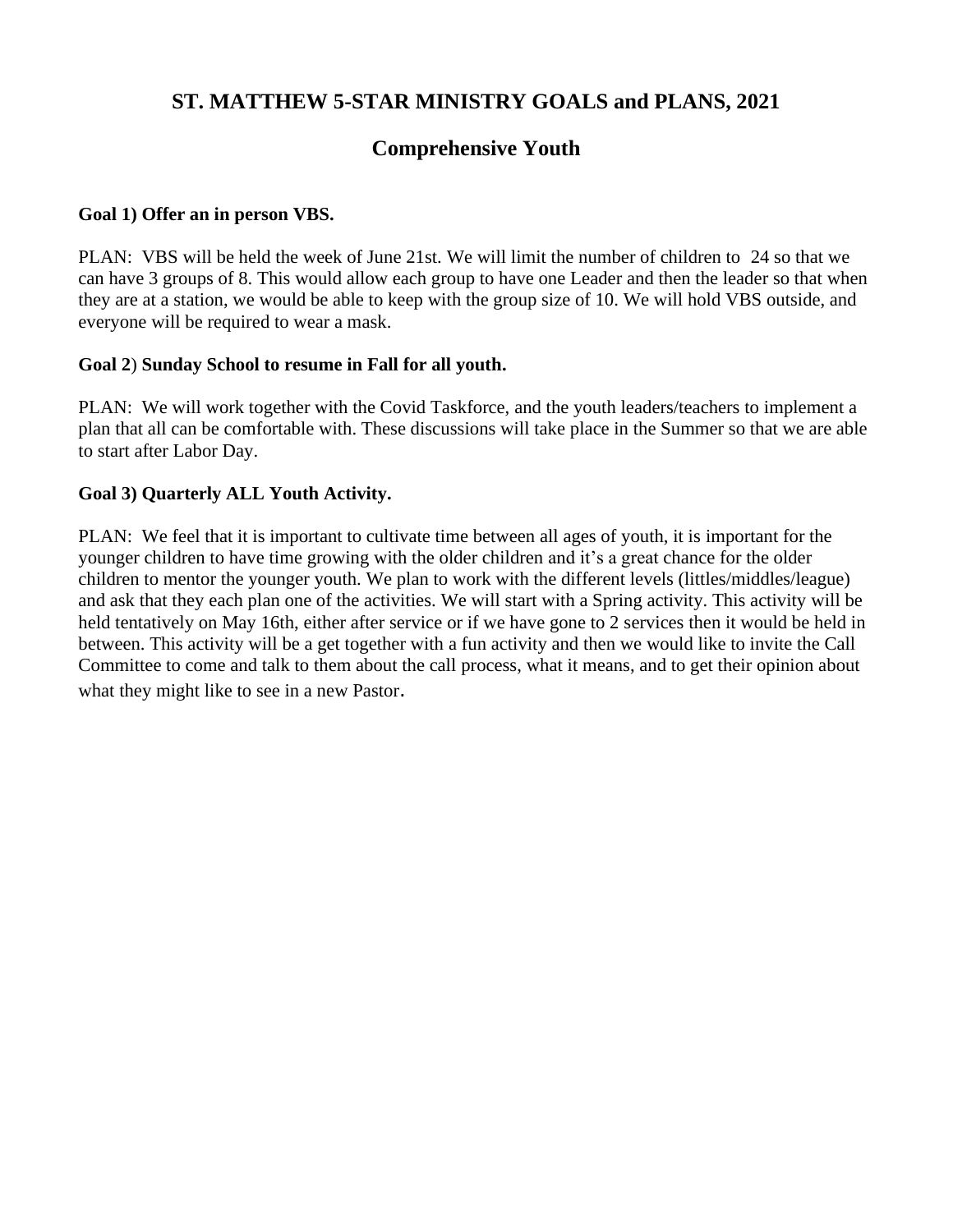# ST. MATTHEW 5-STAR MINISTRY GOALS and PLANS, 2021

## Comprehensive Youth

**Goal 1) Offer an in person VBS.**

PLAN: VBS will be held the week of June 21st. We will limit the number of children to 24 so that we can have 3 groups of 8. This would allow each group to have one Leader and then the leader so that when they are at a station, we would be able to keep with the group size of 10. We will hold VBS outside, and everyone will be required to wear a mask.

**Goal 2) Sunday School to resume in Fall for all youth.**

PLAN: We will work together with the Covid Taskforce, and the youth leaders/teachers to implement a plan that all can be comfortable with. These discussions will take place in the Summer so that we are able to start after Labor Day.

**Goal 3) Quarterly ALL Youth Activity.**

PLAN: We feel that it is important to cultivate time between all ages of youth, it is important for the younger children to have time growing with the older children and it's a great chance for the older children to mentor the younger youth. We plan to work with the different levels (littles/middles/league) and ask that they each plan one of the activities. We will start with a Spring activity. This activity will be held tentatively on May 16th, either after service or if we have gone to 2 services then it would be held in between. This activity will be a get together with a fun activity and then we would like to invite the Call Committee to come and talk to them about the call process, what it means, and to get their opinion about what they might like to see in a new Pastor.